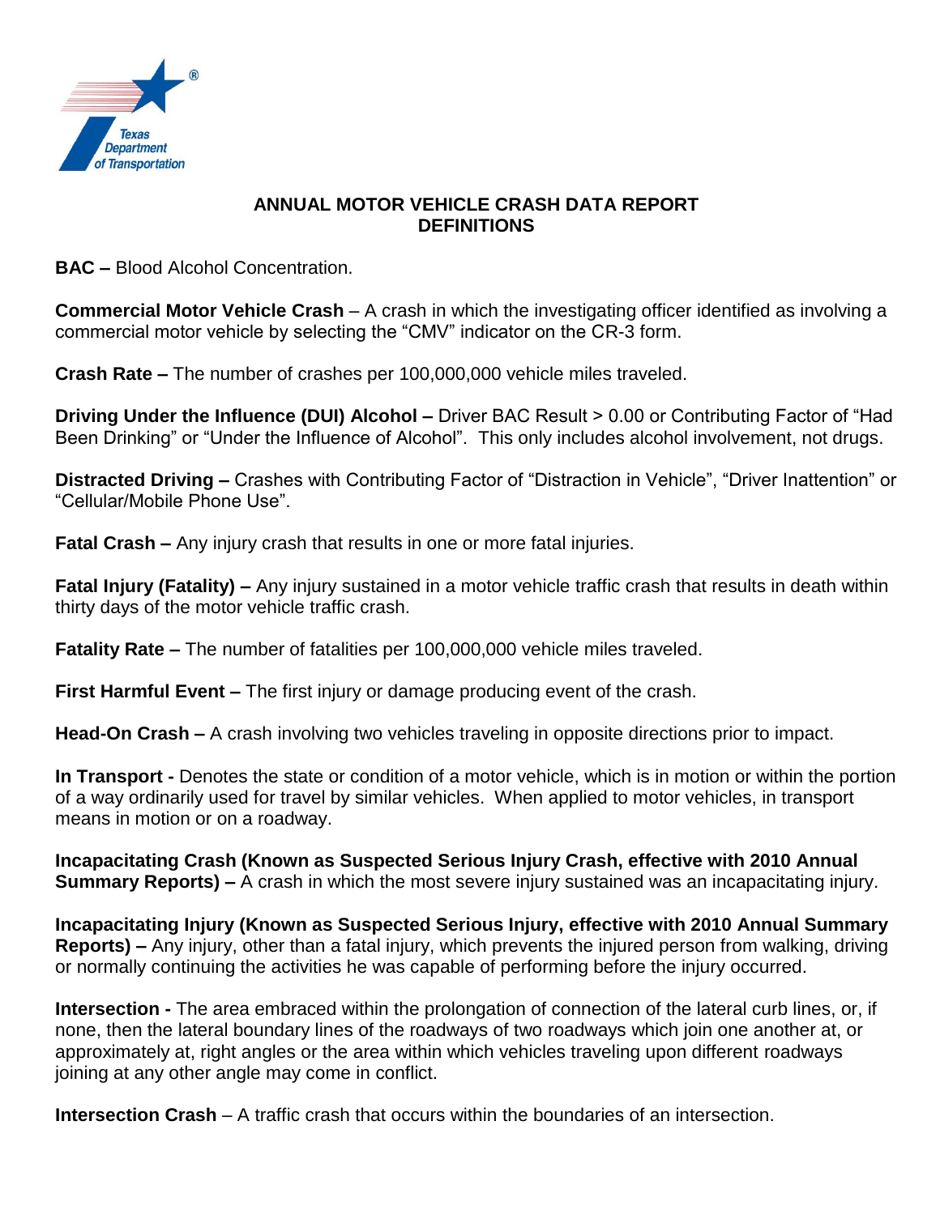# ANNUAL MOTOR VEHICLE CRASH DATA REPORT DEFINITIONS

**BAC –** Blood Alcohol Concentration.

**Commercial Motor Vehicle Crash** – A crash in which the investigating officer identified as involving a commercial motor vehicle by selecting the "CMV" indicator on the CR-3 form.

**Crash Rate –** The number of crashes per 100,000,000 vehicle miles traveled.

**Driving Under the Influence (DUI) Alcohol –** Driver BAC Result > 0.00 or Contributing Factor of "Had Been Drinking" or "Under the Influence of Alcohol". This only includes alcohol involvement, not drugs.

**Distracted Driving –** Crashes with Contributing Factor of "Distraction in Vehicle", "Driver Inattention" or "Cellular/Mobile Phone Use".

**Fatal Crash –** Any injury crash that results in one or more fatal injuries.

**Fatal Injury (Fatality) –** Any injury sustained in a motor vehicle traffic crash that results in death within thirty days of the motor vehicle traffic crash.

**Fatality Rate –** The number of fatalities per 100,000,000 vehicle miles traveled.

**First Harmful Event –** The first injury or damage producing event of the crash.

**Head-On Crash –** A crash involving two vehicles traveling in opposite directions prior to impact.

**In Transport -** Denotes the state or condition of a motor vehicle, which is in motion or within the portion of a way ordinarily used for travel by similar vehicles. When applied to motor vehicles, in transport means in motion or on a roadway.

**Incapacitating Crash (Known as Suspected Serious Injury Crash, effective with 2010 Annual Summary Reports) –** A crash in which the most severe injury sustained was an incapacitating injury.

**Incapacitating Injury (Known as Suspected Serious Injury, effective with 2010 Annual Summary Reports) –** Any injury, other than a fatal injury, which prevents the injured person from walking, driving or normally continuing the activities he was capable of performing before the injury occurred.

**Intersection -** The area embraced within the prolongation of connection of the lateral curb lines, or, if none, then the lateral boundary lines of the roadways of two roadways which join one another at, or approximately at, right angles or the area within which vehicles traveling upon different roadways joining at any other angle may come in conflict.

**Intersection Crash** – A traffic crash that occurs within the boundaries of an intersection.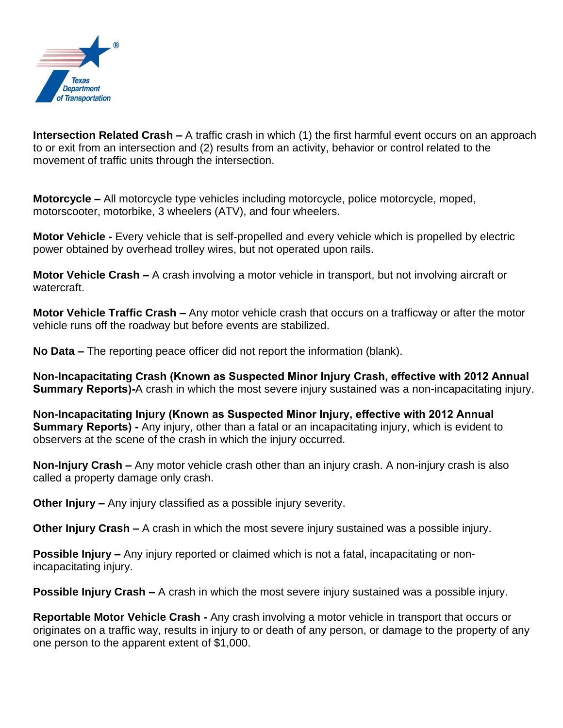**Intersection Related Crash –** A traffic crash in which (1) the first harmful event occurs on an approach to or exit from an intersection and (2) results from an activity, behavior or control related to the movement of traffic units through the intersection.

**Motorcycle –** All motorcycle type vehicles including motorcycle, police motorcycle, moped, motorscooter, motorbike, 3 wheelers (ATV), and four wheelers.

**Motor Vehicle -** Every vehicle that is self-propelled and every vehicle which is propelled by electric power obtained by overhead trolley wires, but not operated upon rails.

**Motor Vehicle Crash –** A crash involving a motor vehicle in transport, but not involving aircraft or watercraft.

**Motor Vehicle Traffic Crash –** Any motor vehicle crash that occurs on a trafficway or after the motor vehicle runs off the roadway but before events are stabilized.

**No Data –** The reporting peace officer did not report the information (blank).

**Non-Incapacitating Crash (Known as Suspected Minor Injury Crash, effective with 2012 Annual Summary Reports)-**A crash in which the most severe injury sustained was a non-incapacitating injury.

**Non-Incapacitating Injury (Known as Suspected Minor Injury, effective with 2012 Annual Summary Reports) -** Any injury, other than a fatal or an incapacitating injury, which is evident to observers at the scene of the crash in which the injury occurred.

**Non-Injury Crash –** Any motor vehicle crash other than an injury crash. A non-injury crash is also called a property damage only crash.

**Other Injury –** Any injury classified as a possible injury severity.

**Other Injury Crash –** A crash in which the most severe injury sustained was a possible injury.

**Possible Injury –** Any injury reported or claimed which is not a fatal, incapacitating or non-incapacitating injury.

**Possible Injury Crash –** A crash in which the most severe injury sustained was a possible injury.

**Reportable Motor Vehicle Crash -** Any crash involving a motor vehicle in transport that occurs or originates on a traffic way, results in injury to or death of any person, or damage to the property of any one person to the apparent extent of $1,000.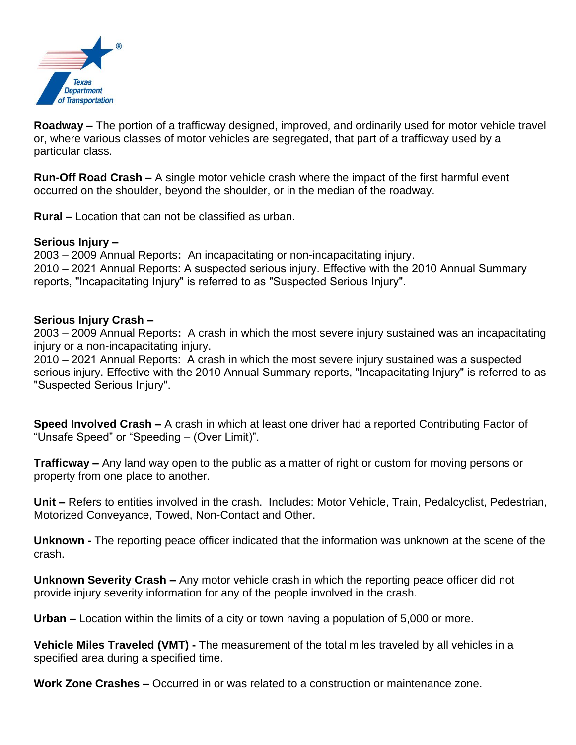**Roadway –** The portion of a trafficway designed, improved, and ordinarily used for motor vehicle travel or, where various classes of motor vehicles are segregated, that part of a trafficway used by a particular class.

**Run-Off Road Crash –** A single motor vehicle crash where the impact of the first harmful event occurred on the shoulder, beyond the shoulder, or in the median of the roadway.

**Rural –** Location that can not be classified as urban.

**Serious Injury –**
2003 – 2009 Annual Reports**:** An incapacitating or non-incapacitating injury.
2010 – 2021 Annual Reports: A suspected serious injury. Effective with the 2010 Annual Summary reports, "Incapacitating Injury" is referred to as "Suspected Serious Injury".

**Serious Injury Crash –**
2003 – 2009 Annual Reports**:** A crash in which the most severe injury sustained was an incapacitating injury or a non-incapacitating injury.
2010 – 2021 Annual Reports: A crash in which the most severe injury sustained was a suspected serious injury. Effective with the 2010 Annual Summary reports, "Incapacitating Injury" is referred to as "Suspected Serious Injury".

**Speed Involved Crash –** A crash in which at least one driver had a reported Contributing Factor of "Unsafe Speed" or "Speeding – (Over Limit)".

**Trafficway –** Any land way open to the public as a matter of right or custom for moving persons or property from one place to another.

**Unit –** Refers to entities involved in the crash. Includes: Motor Vehicle, Train, Pedalcyclist, Pedestrian, Motorized Conveyance, Towed, Non-Contact and Other.

**Unknown -** The reporting peace officer indicated that the information was unknown at the scene of the crash.

**Unknown Severity Crash –** Any motor vehicle crash in which the reporting peace officer did not provide injury severity information for any of the people involved in the crash.

**Urban –** Location within the limits of a city or town having a population of 5,000 or more.

**Vehicle Miles Traveled (VMT) -** The measurement of the total miles traveled by all vehicles in a specified area during a specified time.

**Work Zone Crashes –** Occurred in or was related to a construction or maintenance zone.